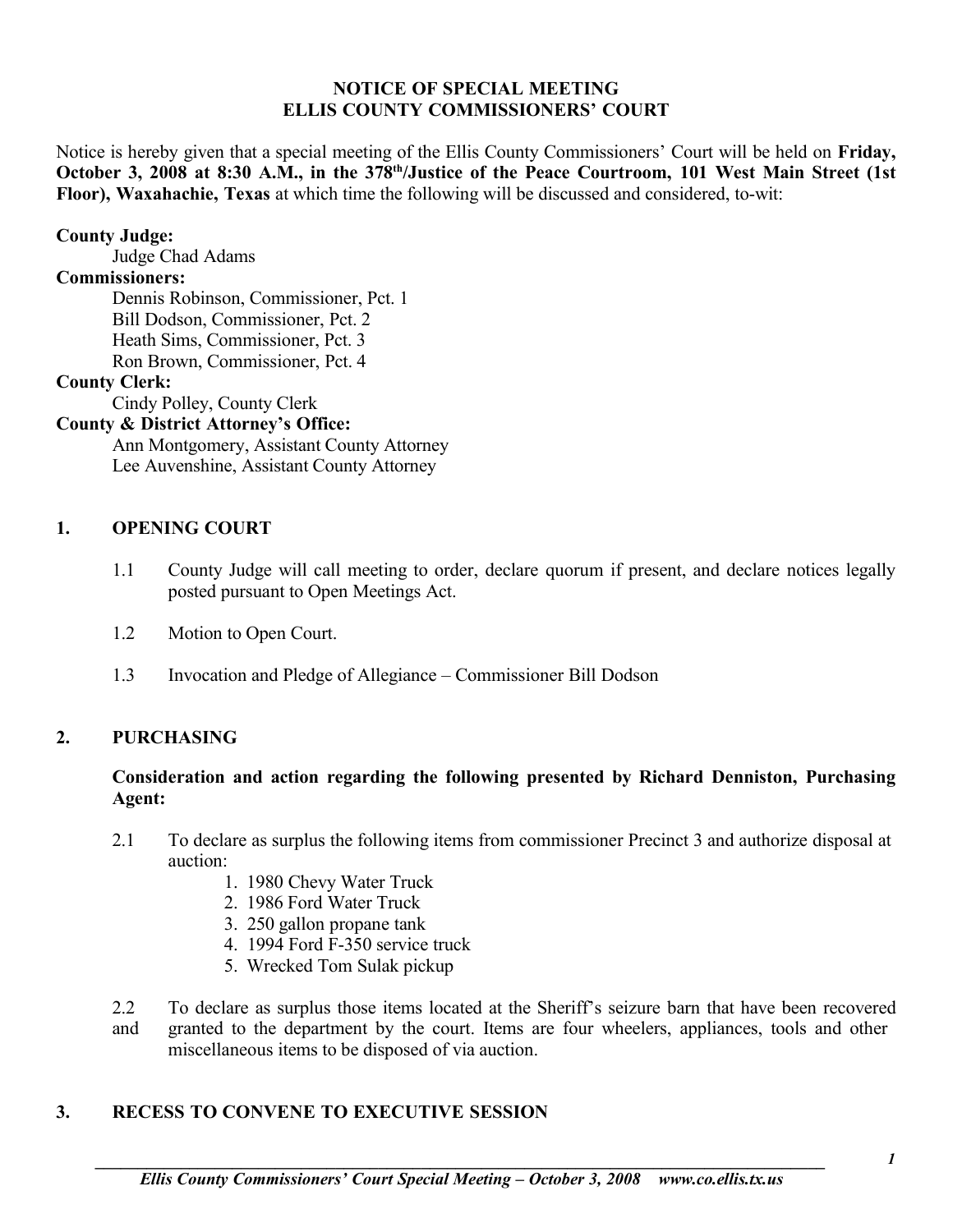**NOTICE OF SPECIAL MEETING**
**ELLIS COUNTY COMMISSIONERS' COURT**

Notice is hereby given that a special meeting of the Ellis County Commissioners' Court will be held on **Friday, October 3, 2008 at 8:30 A.M., in the 378th/Justice of the Peace Courtroom, 101 West Main Street (1st Floor), Waxahachie, Texas** at which time the following will be discussed and considered, to-wit:

**County Judge:**
Judge Chad Adams

**Commissioners:**
Dennis Robinson, Commissioner, Pct. 1
Bill Dodson, Commissioner, Pct. 2
Heath Sims, Commissioner, Pct. 3
Ron Brown, Commissioner, Pct. 4

**County Clerk:**
Cindy Polley, County Clerk

**County & District Attorney's Office:**
Ann Montgomery, Assistant County Attorney
Lee Auvenshine, Assistant County Attorney

## 1. OPENING COURT

1.1 County Judge will call meeting to order, declare quorum if present, and declare notices legally posted pursuant to Open Meetings Act.

1.2 Motion to Open Court.

1.3 Invocation and Pledge of Allegiance – Commissioner Bill Dodson

## 2. PURCHASING

**Consideration and action regarding the following presented by Richard Denniston, Purchasing Agent:**

2.1 To declare as surplus the following items from commissioner Precinct 3 and authorize disposal at auction:

1. 1980 Chevy Water Truck
2. 1986 Ford Water Truck
3. 250 gallon propane tank
4. 1994 Ford F-350 service truck
5. Wrecked Tom Sulak pickup

2.2 and To declare as surplus those items located at the Sheriff's seizure barn that have been recovered granted to the department by the court. Items are four wheelers, appliances, tools and other miscellaneous items to be disposed of via auction.

## 3. RECESS TO CONVENE TO EXECUTIVE SESSION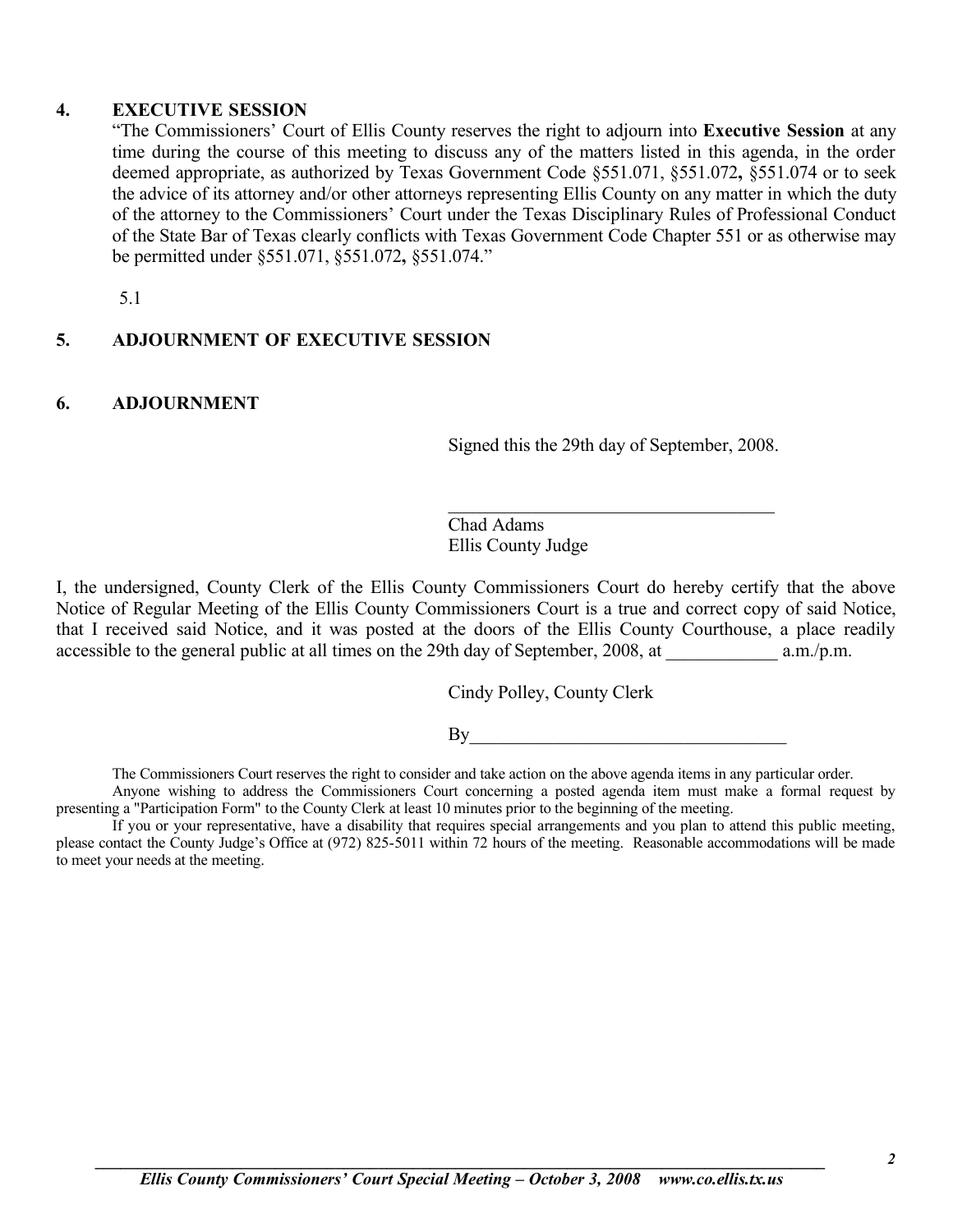## 4. EXECUTIVE SESSION

"The Commissioners' Court of Ellis County reserves the right to adjourn into **Executive Session** at any time during the course of this meeting to discuss any of the matters listed in this agenda, in the order deemed appropriate, as authorized by Texas Government Code §551.071, §551.072**,** §551.074 or to seek the advice of its attorney and/or other attorneys representing Ellis County on any matter in which the duty of the attorney to the Commissioners' Court under the Texas Disciplinary Rules of Professional Conduct of the State Bar of Texas clearly conflicts with Texas Government Code Chapter 551 or as otherwise may be permitted under §551.071, §551.072**,** §551.074."

5.1

## 5. ADJOURNMENT OF EXECUTIVE SESSION

## 6. ADJOURNMENT

Signed this the 29th day of September, 2008.

____________________________________
Chad Adams
Ellis County Judge

I, the undersigned, County Clerk of the Ellis County Commissioners Court do hereby certify that the above Notice of Regular Meeting of the Ellis County Commissioners Court is a true and correct copy of said Notice, that I received said Notice, and it was posted at the doors of the Ellis County Courthouse, a place readily accessible to the general public at all times on the 29th day of September, 2008, at ____________ a.m./p.m.

Cindy Polley, County Clerk

By__________________________________

The Commissioners Court reserves the right to consider and take action on the above agenda items in any particular order.

Anyone wishing to address the Commissioners Court concerning a posted agenda item must make a formal request by presenting a "Participation Form" to the County Clerk at least 10 minutes prior to the beginning of the meeting.

If you or your representative, have a disability that requires special arrangements and you plan to attend this public meeting, please contact the County Judge's Office at (972) 825-5011 within 72 hours of the meeting. Reasonable accommodations will be made to meet your needs at the meeting.